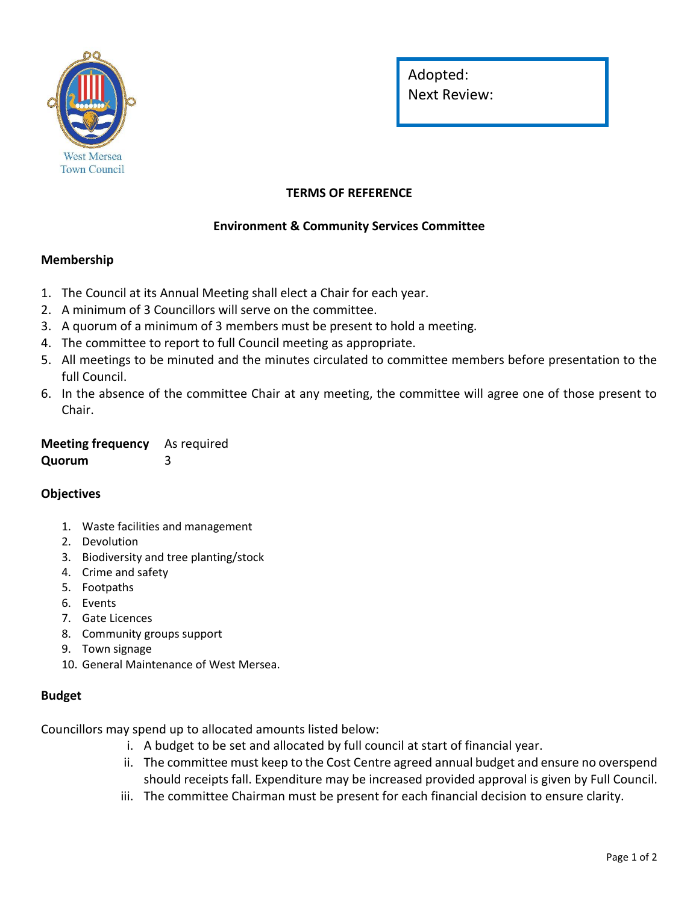West Mersea Town Council

Adopted:
Next Review:

# TERMS OF REFERENCE

## Environment & Community Services Committee

### Membership

1. The Council at its Annual Meeting shall elect a Chair for each year.
2. A minimum of 3 Councillors will serve on the committee.
3. A quorum of a minimum of 3 members must be present to hold a meeting.
4. The committee to report to full Council meeting as appropriate.
5. All meetings to be minuted and the minutes circulated to committee members before presentation to the full Council.
6. In the absence of the committee Chair at any meeting, the committee will agree one of those present to Chair.

**Meeting frequency** As required
**Quorum** 3

### Objectives

1. Waste facilities and management
2. Devolution
3. Biodiversity and tree planting/stock
4. Crime and safety
5. Footpaths
6. Events
7. Gate Licences
8. Community groups support
9. Town signage
10. General Maintenance of West Mersea.

### Budget

Councillors may spend up to allocated amounts listed below:

i. A budget to be set and allocated by full council at start of financial year.
ii. The committee must keep to the Cost Centre agreed annual budget and ensure no overspend should receipts fall. Expenditure may be increased provided approval is given by Full Council.
iii. The committee Chairman must be present for each financial decision to ensure clarity.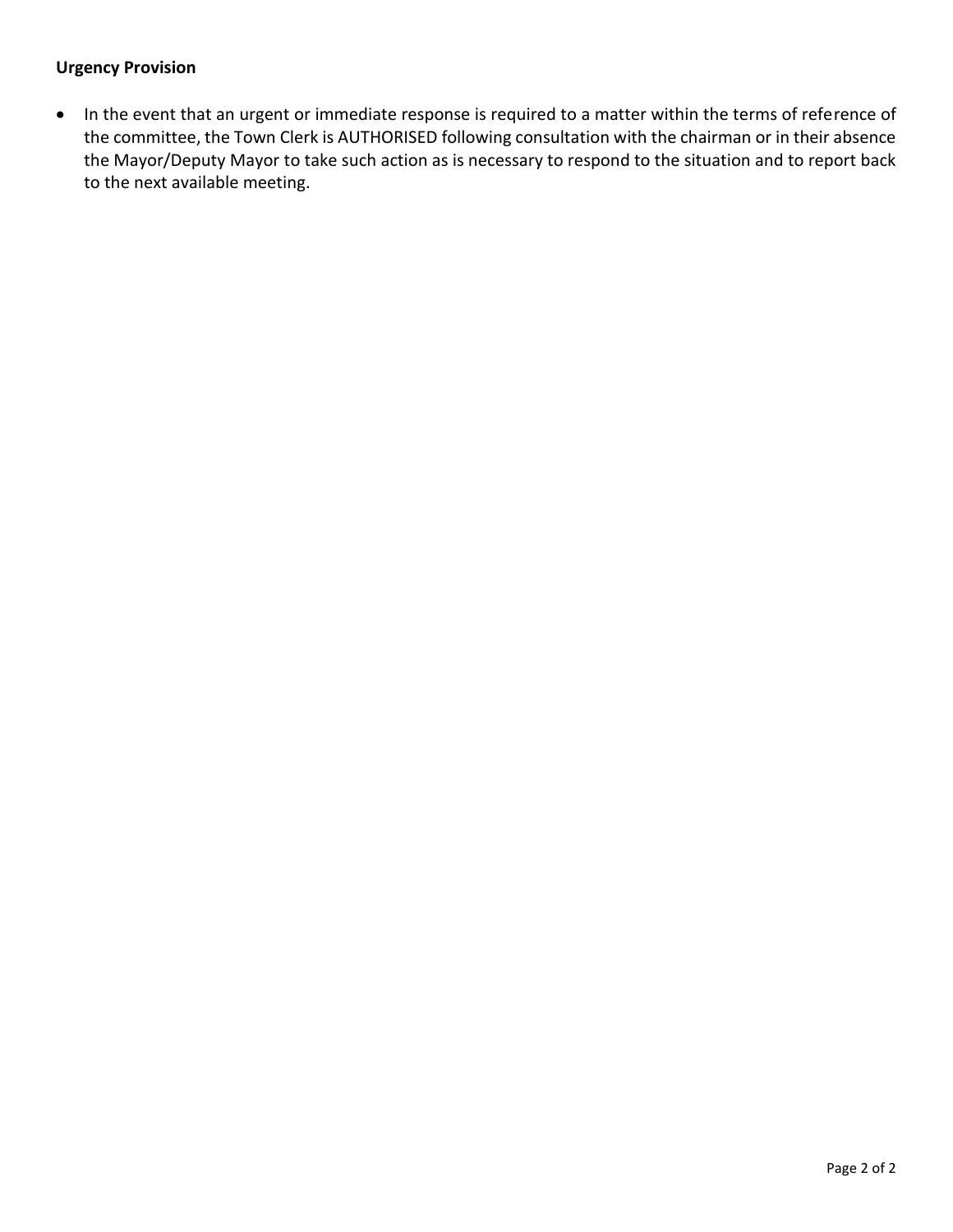**Urgency Provision**

- In the event that an urgent or immediate response is required to a matter within the terms of reference of the committee, the Town Clerk is AUTHORISED following consultation with the chairman or in their absence the Mayor/Deputy Mayor to take such action as is necessary to respond to the situation and to report back to the next available meeting.